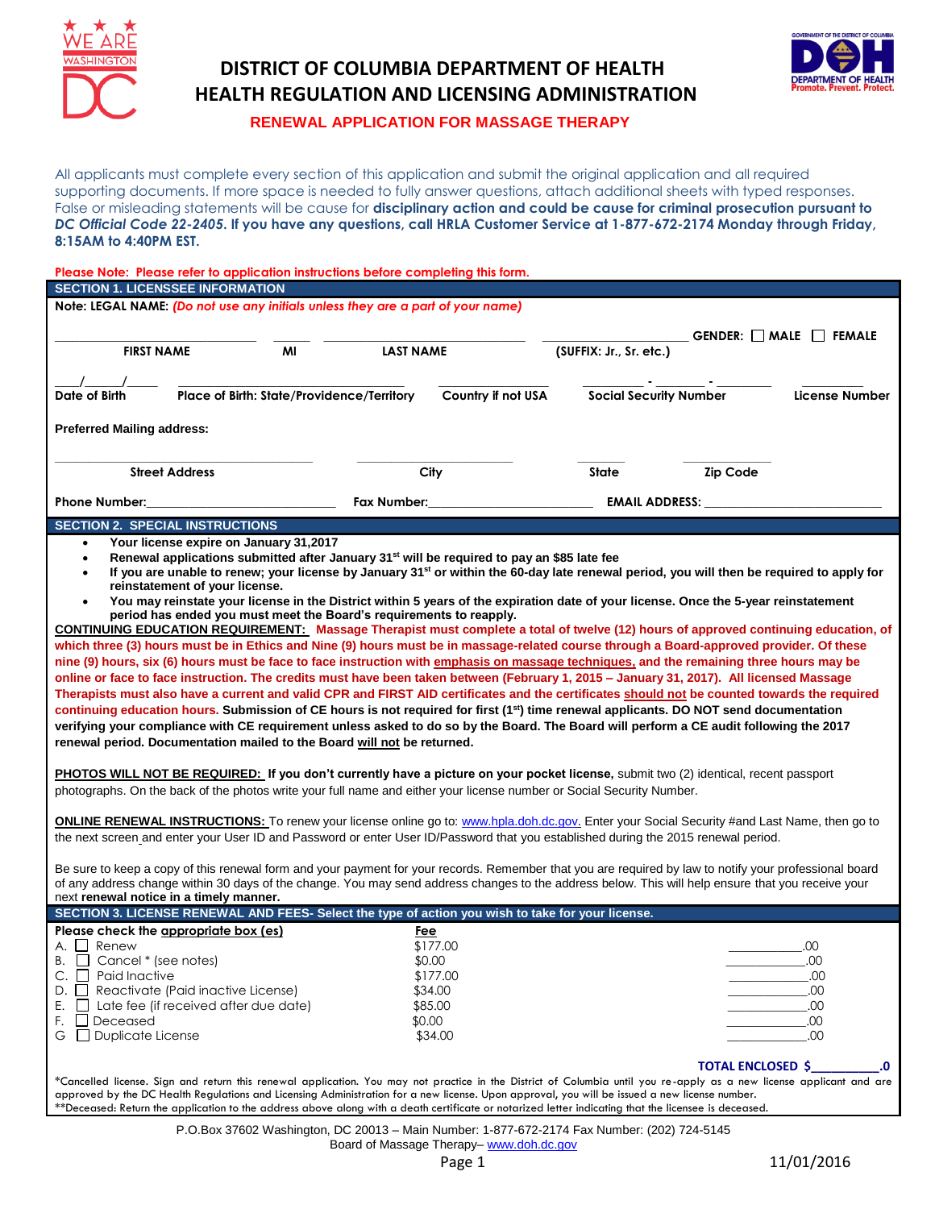# DISTRICT OF COLUMBIA DEPARTMENT OF HEALTH
# HEALTH REGULATION AND LICENSING ADMINISTRATION

## RENEWAL APPLICATION FOR MASSAGE THERAPY

All applicants must complete every section of this application and submit the original application and all required supporting documents. If more space is needed to fully answer questions, attach additional sheets with typed responses. False or misleading statements will be cause for **disciplinary action and could be cause for criminal prosecution pursuant to *DC Official Code 22-2405*. If you have any questions, call HRLA Customer Service at 1-877-672-2174 Monday through Friday, 8:15AM to 4:40PM EST.**

**Please Note: Please refer to application instructions before completing this form.**

### SECTION 1. LICENSEE INFORMATION

**Note: LEGAL NAME:** *(Do not use any initials unless they are a part of your name)*

______________ ____ ______________ ______________ GENDER: ☐ MALE ☐ FEMALE

FIRST NAME | MI | LAST NAME | (SUFFIX: Jr., Sr. etc.)

___/___/___ ______________ ______________ ____-____-____ ________

Date of Birth | Place of Birth: State/Providence/Territory | Country if not USA | Social Security Number | License Number

**Preferred Mailing address:**

______________ ______________ ______ ________

Street Address | City | State | Zip Code

**Phone Number:**______________ **Fax Number:**______________ **EMAIL ADDRESS:** ______________

### SECTION 2. SPECIAL INSTRUCTIONS

- **Your license expire on January 31,2017**
- **Renewal applications submitted after January 31st will be required to pay an $85 late fee**
- **If you are unable to renew; your license by January 31st or within the 60-day late renewal period, you will then be required to apply for reinstatement of your license.**
- **You may reinstate your license in the District within 5 years of the expiration date of your license. Once the 5-year reinstatement period has ended you must meet the Board's requirements to reapply.**

**CONTINUING EDUCATION REQUIREMENT: Massage Therapist must complete a total of twelve (12) hours of approved continuing education, of which three (3) hours must be in Ethics and Nine (9) hours must be in massage-related course through a Board-approved provider. Of these nine (9) hours, six (6) hours must be face to face instruction with emphasis on massage techniques, and the remaining three hours may be online or face to face instruction. The credits must have been taken between (February 1, 2015 – January 31, 2017). All licensed Massage Therapists must also have a current and valid CPR and FIRST AID certificates and the certificates should not be counted towards the required continuing education hours. Submission of CE hours is not required for first (1st) time renewal applicants. DO NOT send documentation verifying your compliance with CE requirement unless asked to do so by the Board. The Board will perform a CE audit following the 2017 renewal period. Documentation mailed to the Board will not be returned.**

**PHOTOS WILL NOT BE REQUIRED: If you don't currently have a picture on your pocket license,** submit two (2) identical, recent passport photographs. On the back of the photos write your full name and either your license number or Social Security Number.

**ONLINE RENEWAL INSTRUCTIONS:** To renew your license online go to: www.hpla.doh.dc.gov. Enter your Social Security #and Last Name, then go to the next screen and enter your User ID and Password or enter User ID/Password that you established during the 2015 renewal period.

Be sure to keep a copy of this renewal form and your payment for your records. Remember that you are required by law to notify your professional board of any address change within 30 days of the change. You may send address changes to the address below. This will help ensure that you receive your next **renewal notice in a timely manner.**

### SECTION 3. LICENSE RENEWAL AND FEES- Select the type of action you wish to take for your license.

| Please check the appropriate box (es) | Fee | |
|---|---|---|
| A. ☐ Renew | $177.00 | ________.00 |
| B. ☐ Cancel * (see notes) | $0.00 | ________.00 |
| C. ☐ Paid Inactive | $177.00 | ________.00 |
| D. ☐ Reactivate (Paid inactive License) | $34.00 | ________.00 |
| E. ☐ Late fee (if received after due date) | $85.00 | ________.00 |
| F. ☐ Deceased | $0.00 | ________.00 |
| G ☐ Duplicate License | $34.00 | ________.00 |

**TOTAL ENCLOSED $________.0**

*Cancelled license. Sign and return this renewal application. You may not practice in the District of Columbia until you re-apply as a new license applicant and are approved by the DC Health Regulations and Licensing Administration for a new license. Upon approval, you will be issued a new license number.
**Deceased: Return the application to the address above along with a death certificate or notarized letter indicating that the licensee is deceased.

P.O.Box 37602 Washington, DC 20013 – Main Number: 1-877-672-2174 Fax Number: (202) 724-5145
Board of Massage Therapy– www.doh.dc.gov

11/01/2016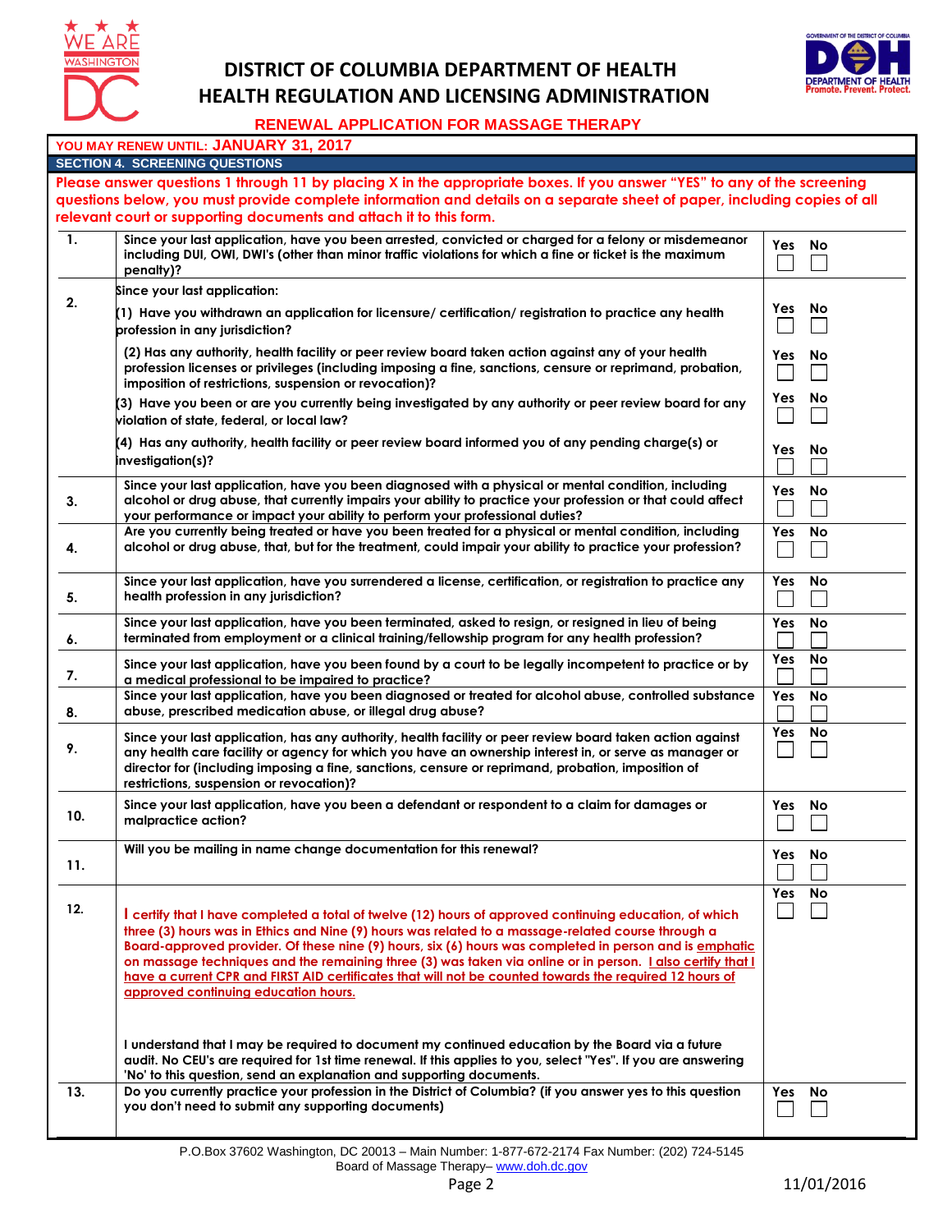# DISTRICT OF COLUMBIA DEPARTMENT OF HEALTH
# HEALTH REGULATION AND LICENSING ADMINISTRATION

## RENEWAL APPLICATION FOR MASSAGE THERAPY

**YOU MAY RENEW UNTIL: JANUARY 31, 2017**

**SECTION 4. SCREENING QUESTIONS**

**Please answer questions 1 through 11 by placing X in the appropriate boxes. If you answer "YES" to any of the screening questions below, you must provide complete information and details on a separate sheet of paper, including copies of all relevant court or supporting documents and attach it to this form.**

| # | Question | Yes | No |
|---|---|---|---|
| 1. | Since your last application, have you been arrested, convicted or charged for a felony or misdemeanor including DUI, OWI, DWI's (other than minor traffic violations for which a fine or ticket is the maximum penalty)? | ☐ | ☐ |
| 2. | Since your last application: | | |
| | (1) Have you withdrawn an application for licensure/ certification/ registration to practice any health profession in any jurisdiction? | ☐ | ☐ |
| | (2) Has any authority, health facility or peer review board taken action against any of your health profession licenses or privileges (including imposing a fine, sanctions, censure or reprimand, probation, imposition of restrictions, suspension or revocation)? | ☐ | ☐ |
| | (3) Have you been or are you currently being investigated by any authority or peer review board for any violation of state, federal, or local law? | ☐ | ☐ |
| | (4) Has any authority, health facility or peer review board informed you of any pending charge(s) or investigation(s)? | ☐ | ☐ |
| 3. | Since your last application, have you been diagnosed with a physical or mental condition, including alcohol or drug abuse, that currently impairs your ability to practice your profession or that could affect your performance or impact your ability to perform your professional duties? | ☐ | ☐ |
| 4. | Are you currently being treated or have you been treated for a physical or mental condition, including alcohol or drug abuse, that, but for the treatment, could impair your ability to practice your profession? | ☐ | ☐ |
| 5. | Since your last application, have you surrendered a license, certification, or registration to practice any health profession in any jurisdiction? | ☐ | ☐ |
| 6. | Since your last application, have you been terminated, asked to resign, or resigned in lieu of being terminated from employment or a clinical training/fellowship program for any health profession? | ☐ | ☐ |
| 7. | Since your last application, have you been found by a court to be legally incompetent to practice or by a medical professional to be impaired to practice? | ☐ | ☐ |
| 8. | Since your last application, have you been diagnosed or treated for alcohol abuse, controlled substance abuse, prescribed medication abuse, or illegal drug abuse? | ☐ | ☐ |
| 9. | Since your last application, has any authority, health facility or peer review board taken action against any health care facility or agency for which you have an ownership interest in, or serve as manager or director for (including imposing a fine, sanctions, censure or reprimand, probation, imposition of restrictions, suspension or revocation)? | ☐ | ☐ |
| 10. | Since your last application, have you been a defendant or respondent to a claim for damages or malpractice action? | ☐ | ☐ |
| 11. | Will you be mailing in name change documentation for this renewal? | ☐ | ☐ |
| 12. | I certify that I have completed a total of twelve (12) hours of approved continuing education, of which three (3) hours was in Ethics and Nine (9) hours was related to a massage-related course through a Board-approved provider. Of these nine (9) hours, six (6) hours was completed in person and is emphatic on massage techniques and the remaining three (3) was taken via online or in person. <u>I also certify that I have a current CPR and FIRST AID certificates that will not be counted towards the required 12 hours of approved continuing education hours.</u><br><br>I understand that I may be required to document my continued education by the Board via a future audit. No CEU's are required for 1st time renewal. If this applies to you, select "Yes". If you are answering 'No' to this question, send an explanation and supporting documents. | ☐ | ☐ |
| 13. | Do you currently practice your profession in the District of Columbia? (if you answer yes to this question you don't need to submit any supporting documents) | ☐ | ☐ |

P.O.Box 37602 Washington, DC 20013 – Main Number: 1-877-672-2174 Fax Number: (202) 724-5145
Board of Massage Therapy– www.doh.dc.gov

11/01/2016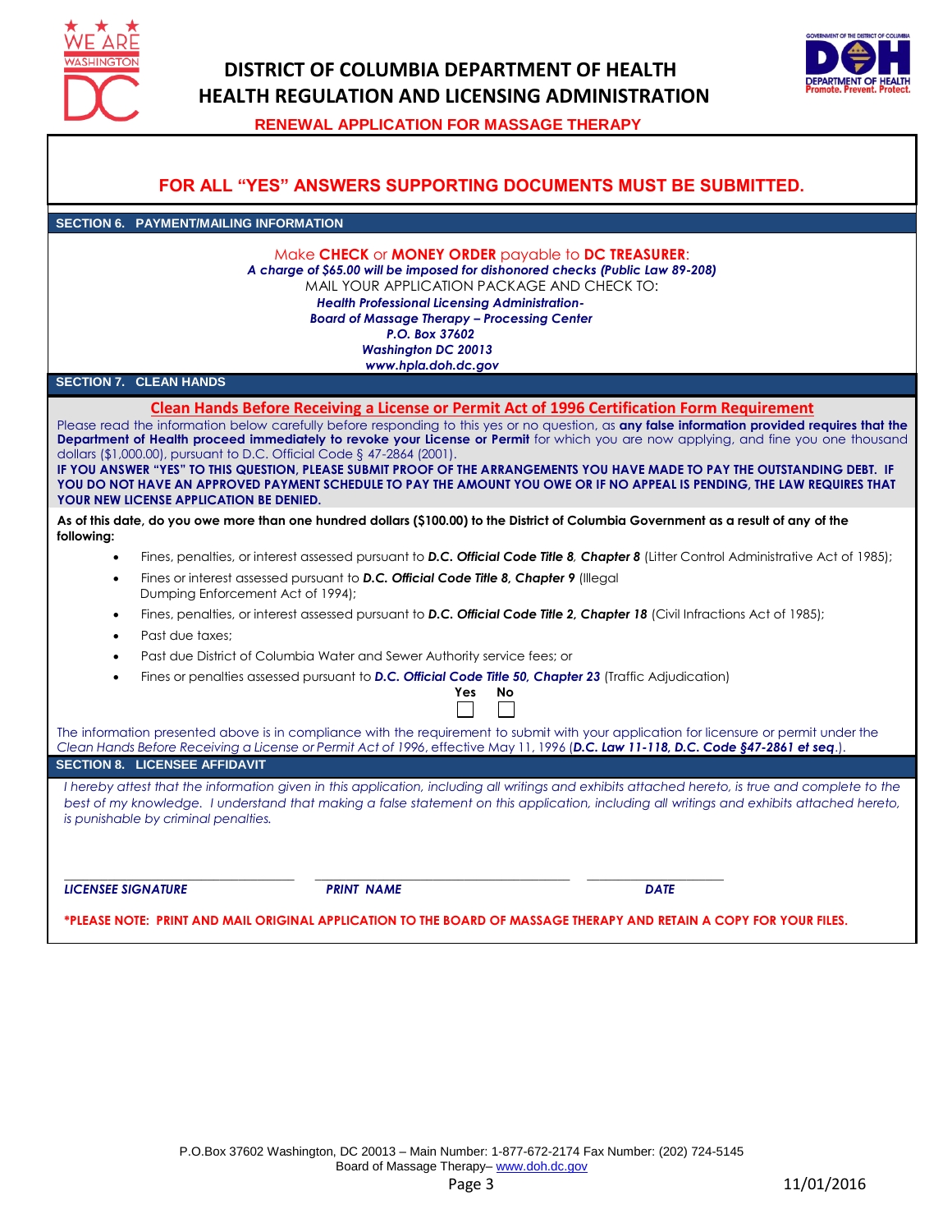# DISTRICT OF COLUMBIA DEPARTMENT OF HEALTH
# HEALTH REGULATION AND LICENSING ADMINISTRATION

**RENEWAL APPLICATION FOR MASSAGE THERAPY**

**FOR ALL "YES" ANSWERS SUPPORTING DOCUMENTS MUST BE SUBMITTED.**

## SECTION 6. PAYMENT/MAILING INFORMATION

Make **CHECK** or **MONEY ORDER** payable to **DC TREASURER**:

***A charge of $65.00 will be imposed for dishonored checks (Public Law 89-208)***

MAIL YOUR APPLICATION PACKAGE AND CHECK TO:

***Health Professional Licensing Administration-***
***Board of Massage Therapy – Processing Center***
***P.O. Box 37602***
***Washington DC 20013***
***www.hpla.doh.dc.gov***

## SECTION 7. CLEAN HANDS

**Clean Hands Before Receiving a License or Permit Act of 1996 Certification Form Requirement**

Please read the information below carefully before responding to this yes or no question, as **any false information provided requires that the Department of Health proceed immediately to revoke your License or Permit** for which you are now applying, and fine you one thousand dollars ($1,000.00), pursuant to D.C. Official Code § 47-2864 (2001).

**IF YOU ANSWER "YES" TO THIS QUESTION, PLEASE SUBMIT PROOF OF THE ARRANGEMENTS YOU HAVE MADE TO PAY THE OUTSTANDING DEBT. IF YOU DO NOT HAVE AN APPROVED PAYMENT SCHEDULE TO PAY THE AMOUNT YOU OWE OR IF NO APPEAL IS PENDING, THE LAW REQUIRES THAT YOUR NEW LICENSE APPLICATION BE DENIED.**

**As of this date, do you owe more than one hundred dollars ($100.00) to the District of Columbia Government as a result of any of the following:**

- Fines, penalties, or interest assessed pursuant to ***D.C. Official Code Title 8, Chapter 8*** (Litter Control Administrative Act of 1985);
- Fines or interest assessed pursuant to ***D.C. Official Code Title 8, Chapter 9*** (Illegal Dumping Enforcement Act of 1994);
- Fines, penalties, or interest assessed pursuant to ***D.C. Official Code Title 2, Chapter 18*** (Civil Infractions Act of 1985);
- Past due taxes;
- Past due District of Columbia Water and Sewer Authority service fees; or
- Fines or penalties assessed pursuant to ***D.C. Official Code Title 50, Chapter 23*** (Traffic Adjudication)

**Yes** ☐ **No** ☐

The information presented above is in compliance with the requirement to submit with your application for licensure or permit under the *Clean Hands Before Receiving a License or Permit Act of 1996*, effective May 11, 1996 (***D.C. Law 11-118, D.C. Code §47-2861 et seq***.).

## SECTION 8. LICENSEE AFFIDAVIT

*I hereby attest that the information given in this application, including all writings and exhibits attached hereto, is true and complete to the best of my knowledge. I understand that making a false statement on this application, including all writings and exhibits attached hereto, is punishable by criminal penalties.*

______________________________ ______________________________ ____________________

***LICENSEE SIGNATURE*** ***PRINT NAME*** ***DATE***

**\*PLEASE NOTE: PRINT AND MAIL ORIGINAL APPLICATION TO THE BOARD OF MASSAGE THERAPY AND RETAIN A COPY FOR YOUR FILES.**

P.O.Box 37602 Washington, DC 20013 – Main Number: 1-877-672-2174 Fax Number: (202) 724-5145
Board of Massage Therapy– www.doh.dc.gov

11/01/2016